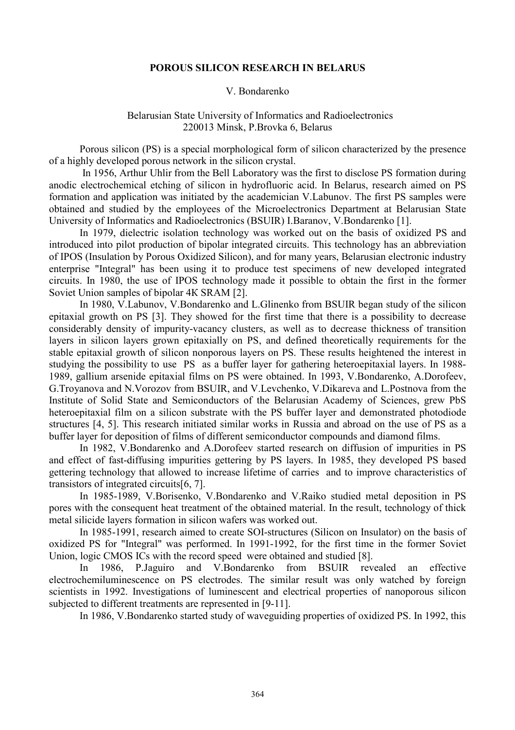# POROUS SILICON RESEARCH IN BELARUS

V. Bondarenko

Belarusian State University of Informatics and Radioelectronics
220013 Minsk, P.Brovka 6, Belarus

Porous silicon (PS) is a special morphological form of silicon characterized by the presence of a highly developed porous network in the silicon crystal.

In 1956, Arthur Uhlir from the Bell Laboratory was the first to disclose PS formation during anodic electrochemical etching of silicon in hydrofluoric acid. In Belarus, research aimed on PS formation and application was initiated by the academician V.Labunov. The first PS samples were obtained and studied by the employees of the Microelectronics Department at Belarusian State University of Informatics and Radioelectronics (BSUIR) I.Baranov, V.Bondarenko [1].

In 1979, dielectric isolation technology was worked out on the basis of oxidized PS and introduced into pilot production of bipolar integrated circuits. This technology has an abbreviation of IPOS (Insulation by Porous Oxidized Silicon), and for many years, Belarusian electronic industry enterprise "Integral" has been using it to produce test specimens of new developed integrated circuits. In 1980, the use of IPOS technology made it possible to obtain the first in the former Soviet Union samples of bipolar 4K SRAM [2].

In 1980, V.Labunov, V.Bondarenko and L.Glinenko from BSUIR began study of the silicon epitaxial growth on PS [3]. They showed for the first time that there is a possibility to decrease considerably density of impurity-vacancy clusters, as well as to decrease thickness of transition layers in silicon layers grown epitaxially on PS, and defined theoretically requirements for the stable epitaxial growth of silicon nonporous layers on PS. These results heightened the interest in studying the possibility to use PS as a buffer layer for gathering heteroepitaxial layers. In 1988-1989, gallium arsenide epitaxial films on PS were obtained. In 1993, V.Bondarenko, A.Dorofeev, G.Troyanova and N.Vorozov from BSUIR, and V.Levchenko, V.Dikareva and L.Postnova from the Institute of Solid State and Semiconductors of the Belarusian Academy of Sciences, grew PbS heteroepitaxial film on a silicon substrate with the PS buffer layer and demonstrated photodiode structures [4, 5]. This research initiated similar works in Russia and abroad on the use of PS as a buffer layer for deposition of films of different semiconductor compounds and diamond films.

In 1982, V.Bondarenko and A.Dorofeev started research on diffusion of impurities in PS and effect of fast-diffusing impurities gettering by PS layers. In 1985, they developed PS based gettering technology that allowed to increase lifetime of carries and to improve characteristics of transistors of integrated circuits[6, 7].

In 1985-1989, V.Borisenko, V.Bondarenko and V.Raiko studied metal deposition in PS pores with the consequent heat treatment of the obtained material. In the result, technology of thick metal silicide layers formation in silicon wafers was worked out.

In 1985-1991, research aimed to create SOI-structures (Silicon on Insulator) on the basis of oxidized PS for "Integral" was performed. In 1991-1992, for the first time in the former Soviet Union, logic CMOS ICs with the record speed were obtained and studied [8].

In 1986, P.Jaguiro and V.Bondarenko from BSUIR revealed an effective electrochemiluminescence on PS electrodes. The similar result was only watched by foreign scientists in 1992. Investigations of luminescent and electrical properties of nanoporous silicon subjected to different treatments are represented in [9-11].

In 1986, V.Bondarenko started study of waveguiding properties of oxidized PS. In 1992, this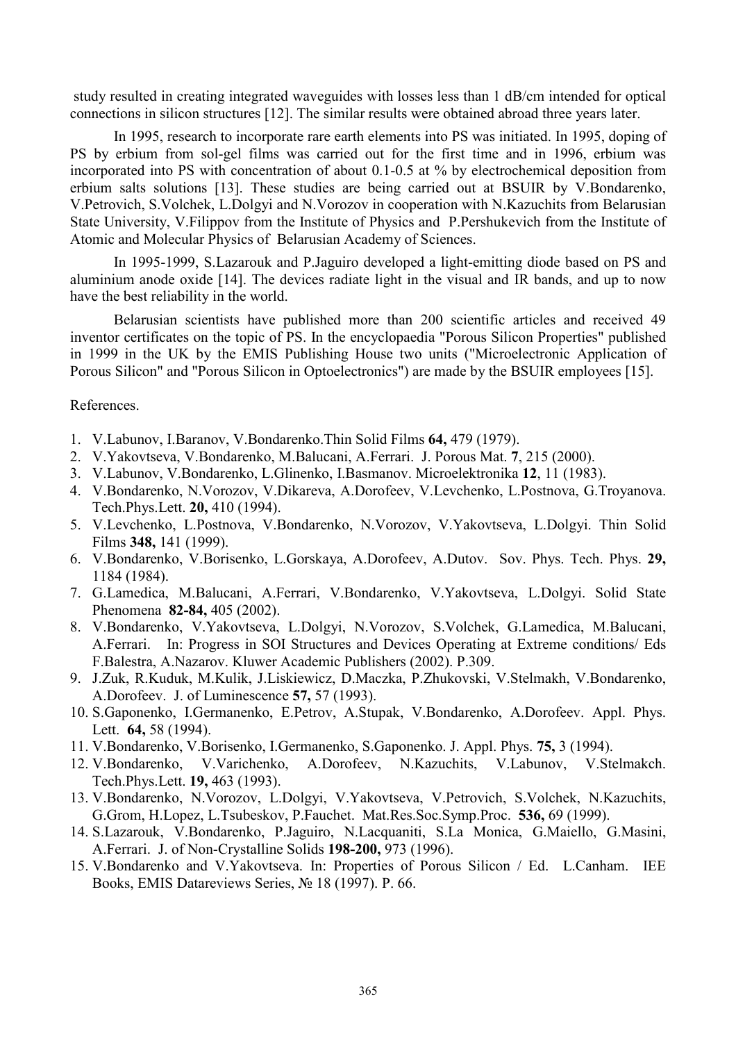study resulted in creating integrated waveguides with losses less than 1 dB/cm intended for optical connections in silicon structures [12]. The similar results were obtained abroad three years later.

In 1995, research to incorporate rare earth elements into PS was initiated. In 1995, doping of PS by erbium from sol-gel films was carried out for the first time and in 1996, erbium was incorporated into PS with concentration of about 0.1-0.5 at % by electrochemical deposition from erbium salts solutions [13]. These studies are being carried out at BSUIR by V.Bondarenko, V.Petrovich, S.Volchek, L.Dolgyi and N.Vorozov in cooperation with N.Kazuchits from Belarusian State University, V.Filippov from the Institute of Physics and P.Pershukevich from the Institute of Atomic and Molecular Physics of Belarusian Academy of Sciences.

In 1995-1999, S.Lazarouk and P.Jaguiro developed a light-emitting diode based on PS and aluminium anode oxide [14]. The devices radiate light in the visual and IR bands, and up to now have the best reliability in the world.

Belarusian scientists have published more than 200 scientific articles and received 49 inventor certificates on the topic of PS. In the encyclopaedia "Porous Silicon Properties" published in 1999 in the UK by the EMIS Publishing House two units ("Microelectronic Application of Porous Silicon" and "Porous Silicon in Optoelectronics") are made by the BSUIR employees [15].

References.

1. V.Labunov, I.Baranov, V.Bondarenko.Thin Solid Films **64,** 479 (1979).
2. V.Yakovtseva, V.Bondarenko, M.Balucani, A.Ferrari. J. Porous Mat. **7**, 215 (2000).
3. V.Labunov, V.Bondarenko, L.Glinenko, I.Basmanov. Microelektronika **12**, 11 (1983).
4. V.Bondarenko, N.Vorozov, V.Dikareva, A.Dorofeev, V.Levchenko, L.Postnova, G.Troyanova. Tech.Phys.Lett. **20,** 410 (1994).
5. V.Levchenko, L.Postnova, V.Bondarenko, N.Vorozov, V.Yakovtseva, L.Dolgyi. Thin Solid Films **348,** 141 (1999).
6. V.Bondarenko, V.Borisenko, L.Gorskaya, A.Dorofeev, A.Dutov. Sov. Phys. Tech. Phys. **29,** 1184 (1984).
7. G.Lamedica, M.Balucani, A.Ferrari, V.Bondarenko, V.Yakovtseva, L.Dolgyi. Solid State Phenomena **82-84,** 405 (2002).
8. V.Bondarenko, V.Yakovtseva, L.Dolgyi, N.Vorozov, S.Volchek, G.Lamedica, M.Balucani, A.Ferrari. In: Progress in SOI Structures and Devices Operating at Extreme conditions/ Eds F.Balestra, A.Nazarov. Kluwer Academic Publishers (2002). P.309.
9. J.Zuk, R.Kuduk, M.Kulik, J.Liskiewicz, D.Maczka, P.Zhukovski, V.Stelmakh, V.Bondarenko, A.Dorofeev. J. of Luminescence **57,** 57 (1993).
10. S.Gaponenko, I.Germanenko, E.Petrov, A.Stupak, V.Bondarenko, A.Dorofeev. Appl. Phys. Lett. **64,** 58 (1994).
11. V.Bondarenko, V.Borisenko, I.Germanenko, S.Gaponenko. J. Appl. Phys. **75,** 3 (1994).
12. V.Bondarenko, V.Varichenko, A.Dorofeev, N.Kazuchits, V.Labunov, V.Stelmakch. Tech.Phys.Lett. **19,** 463 (1993).
13. V.Bondarenko, N.Vorozov, L.Dolgyi, V.Yakovtseva, V.Petrovich, S.Volchek, N.Kazuchits, G.Grom, H.Lopez, L.Tsubeskov, P.Fauchet. Mat.Res.Soc.Symp.Proc. **536,** 69 (1999).
14. S.Lazarouk, V.Bondarenko, P.Jaguiro, N.Lacquaniti, S.La Monica, G.Maiello, G.Masini, A.Ferrari. J. of Non-Crystalline Solids **198-200,** 973 (1996).
15. V.Bondarenko and V.Yakovtseva. In: Properties of Porous Silicon / Ed. L.Canham. IEE Books, EMIS Datareviews Series, № 18 (1997). P. 66.